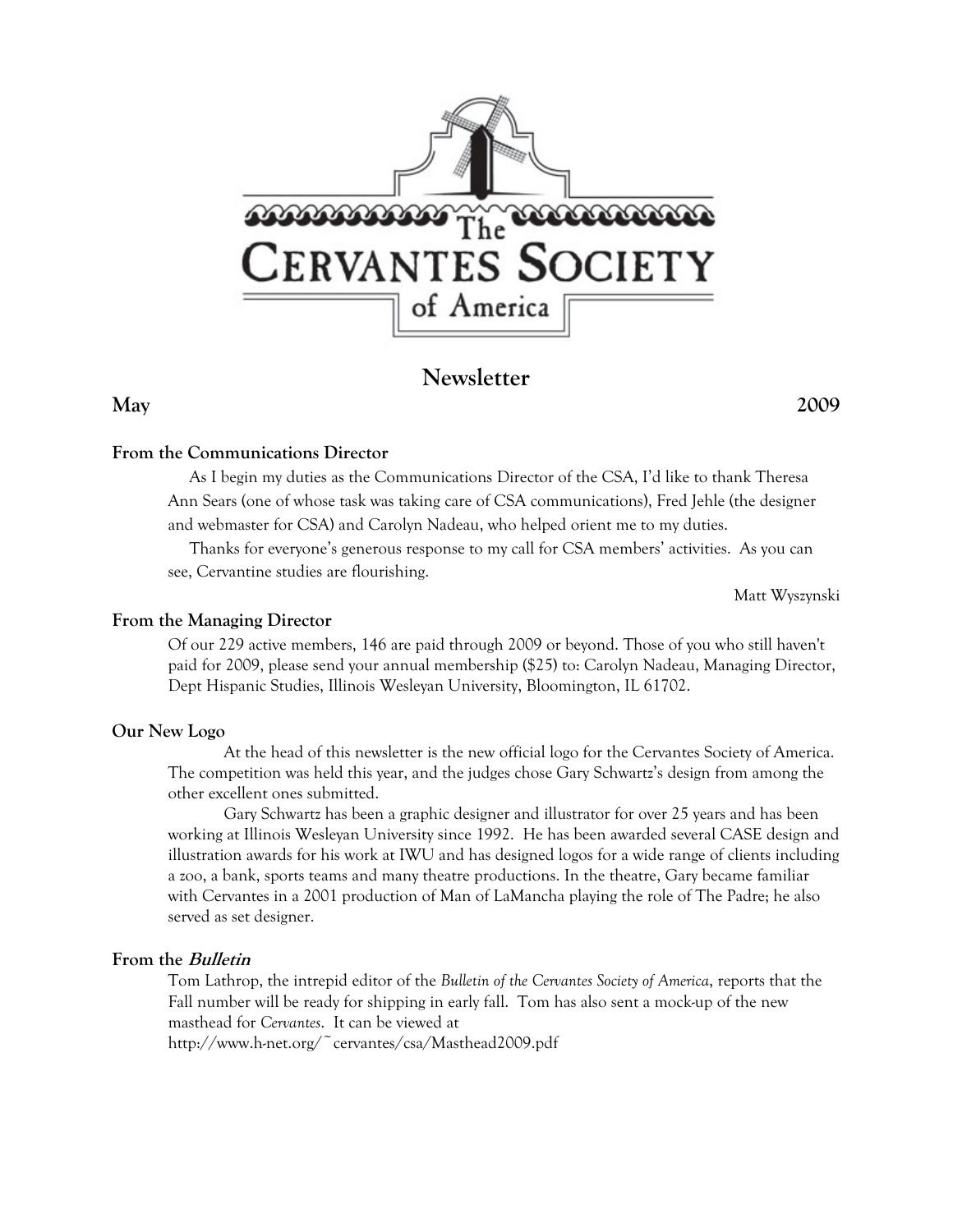# Newsletter

**May** **2009**

### From the Communications Director

As I begin my duties as the Communications Director of the CSA, I'd like to thank Theresa Ann Sears (one of whose task was taking care of CSA communications), Fred Jehle (the designer and webmaster for CSA) and Carolyn Nadeau, who helped orient me to my duties.

Thanks for everyone's generous response to my call for CSA members' activities. As you can see, Cervantine studies are flourishing.

Matt Wyszynski

### From the Managing Director

Of our 229 active members, 146 are paid through 2009 or beyond. Those of you who still haven't paid for 2009, please send your annual membership ($25) to: Carolyn Nadeau, Managing Director, Dept Hispanic Studies, Illinois Wesleyan University, Bloomington, IL 61702.

### Our New Logo

At the head of this newsletter is the new official logo for the Cervantes Society of America. The competition was held this year, and the judges chose Gary Schwartz's design from among the other excellent ones submitted.

Gary Schwartz has been a graphic designer and illustrator for over 25 years and has been working at Illinois Wesleyan University since 1992. He has been awarded several CASE design and illustration awards for his work at IWU and has designed logos for a wide range of clients including a zoo, a bank, sports teams and many theatre productions. In the theatre, Gary became familiar with Cervantes in a 2001 production of Man of LaMancha playing the role of The Padre; he also served as set designer.

### From the *Bulletin*

Tom Lathrop, the intrepid editor of the *Bulletin of the Cervantes Society of America*, reports that the Fall number will be ready for shipping in early fall. Tom has also sent a mock-up of the new masthead for *Cervantes*. It can be viewed at http://www.h-net.org/~cervantes/csa/Masthead2009.pdf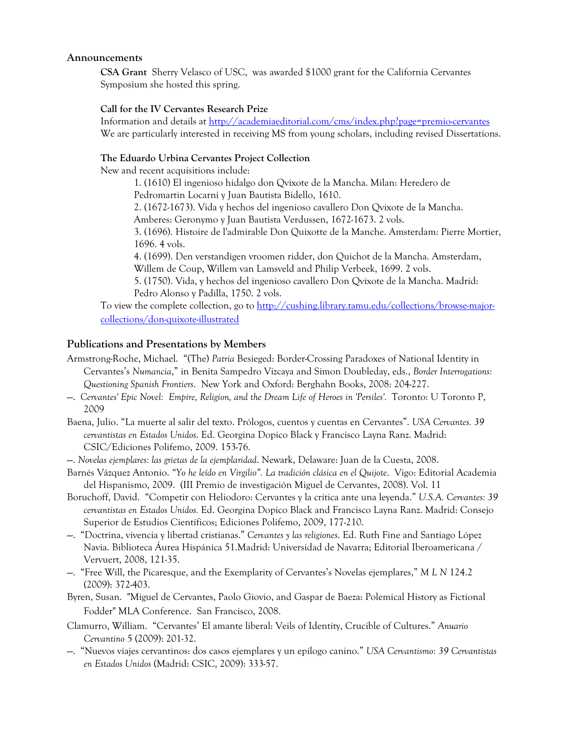## Announcements

**CSA Grant** Sherry Velasco of USC, was awarded $1000 grant for the California Cervantes Symposium she hosted this spring.

**Call for the IV Cervantes Research Prize**

Information and details at http://academiaeditorial.com/cms/index.php?page=premio-cervantes

We are particularly interested in receiving MS from young scholars, including revised Dissertations.

**The Eduardo Urbina Cervantes Project Collection**

New and recent acquisitions include:

1. (1610) El ingenioso hidalgo don Qvixote de la Mancha. Milan: Heredero de Pedromartin Locarni y Juan Bautista Bidello, 1610.
2. (1672-1673). Vida y hechos del ingenioso cavallero Don Qvixote de la Mancha. Amberes: Geronymo y Juan Bautista Verdussen, 1672-1673. 2 vols.
3. (1696). Histoire de l'admirable Don Quixotte de la Manche. Amsterdam: Pierre Mortier, 1696. 4 vols.
4. (1699). Den verstandigen vroomen ridder, don Quichot de la Mancha. Amsterdam, Willem de Coup, Willem van Lamsveld and Philip Verbeek, 1699. 2 vols.
5. (1750). Vida, y hechos del ingenioso cavallero Don Qvixote de la Mancha. Madrid: Pedro Alonso y Padilla, 1750. 2 vols.

To view the complete collection, go to http://cushing.library.tamu.edu/collections/browse-major-collections/don-quixote-illustrated

## Publications and Presentations by Members

Armstrong-Roche, Michael. "(The) *Patria* Besieged: Border-Crossing Paradoxes of National Identity in Cervantes's *Numancia*," in Benita Sampedro Vizcaya and Simon Doubleday, eds., *Border Interrogations: Questioning Spanish Frontiers*. New York and Oxford: Berghahn Books, 2008: 204-227.

---. *Cervantes' Epic Novel: Empire, Religion, and the Dream Life of Heroes in 'Persiles'.* Toronto: U Toronto P, 2009

Baena, Julio. "La muerte al salir del texto. Prólogos, cuentos y cuentas en Cervantes". *USA Cervantes. 39 cervantistas en Estados Unidos*. Ed. Georgina Dopico Black y Francisco Layna Ranz. Madrid: CSIC/Ediciones Polifemo, 2009. 153-76.

---. *Novelas ejemplares: las grietas de la ejemplaridad*. Newark, Delaware: Juan de la Cuesta, 2008.

Barnés Vázquez Antonio. *"Yo he leído en Virgilio". La tradición clásica en el Quijote*. Vigo: Editorial Academia del Hispanismo, 2009. (III Premio de investigación Miguel de Cervantes, 2008). Vol. 11

Boruchoff, David. "Competir con Heliodoro: Cervantes y la crítica ante una leyenda." *U.S.A. Cervantes: 39 cervantistas en Estados Unidos.* Ed. Georgina Dopico Black and Francisco Layna Ranz. Madrid: Consejo Superior de Estudios Científicos; Ediciones Polifemo, 2009, 177-210.

---. "Doctrina, vivencia y libertad cristianas." *Cervantes y las religiones*. Ed. Ruth Fine and Santiago López Navia. Biblioteca Áurea Hispánica 51.Madrid: Universidad de Navarra; Editorial Iberoamericana / Vervuert, 2008, 121-35.

---. "Free Will, the Picaresque, and the Exemplarity of Cervantes's Novelas ejemplares," *M L N* 124.2 (2009): 372-403.

Byren, Susan. "Miguel de Cervantes, Paolo Giovio, and Gaspar de Baeza: Polemical History as Fictional Fodder" MLA Conference. San Francisco, 2008.

Clamurro, William. "Cervantes' El amante liberal: Veils of Identity, Crucible of Cultures." *Anuario Cervantino* 5 (2009): 201-32.

---. "Nuevos viajes cervantinos: dos casos ejemplares y un epílogo canino." *USA Cervantismo: 39 Cervantistas en Estados Unidos* (Madrid: CSIC, 2009): 333-57.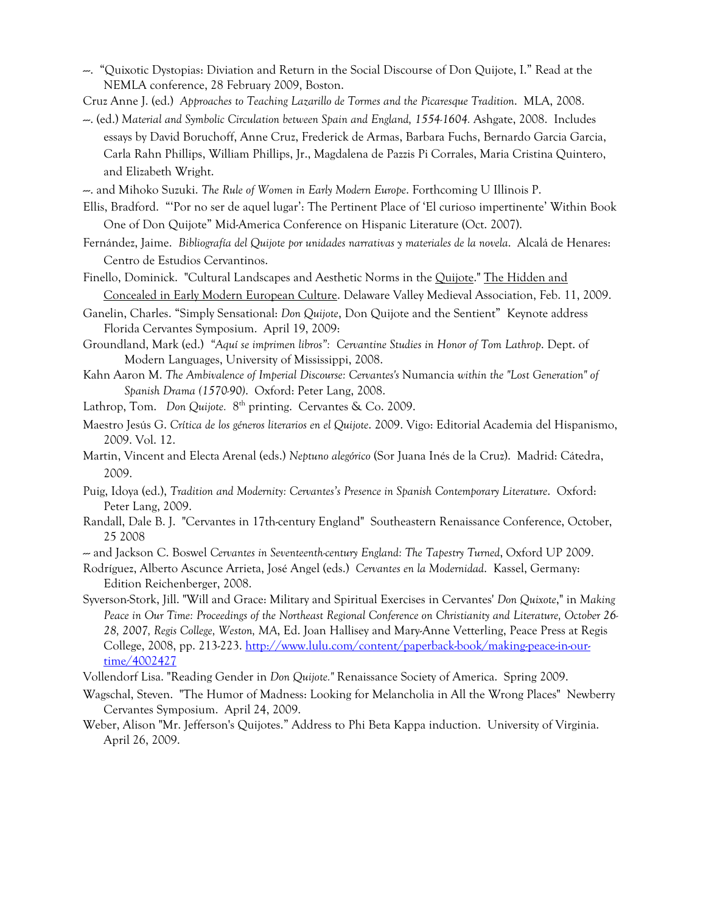---. "Quixotic Dystopias: Diviation and Return in the Social Discourse of Don Quijote, I." Read at the NEMLA conference, 28 February 2009, Boston.

Cruz Anne J. (ed.) *Approaches to Teaching Lazarillo de Tormes and the Picaresque Tradition*. MLA, 2008.

---. (ed.) *Material and Symbolic Circulation between Spain and England, 1554-1604*. Ashgate, 2008. Includes essays by David Boruchoff, Anne Cruz, Frederick de Armas, Barbara Fuchs, Bernardo Garcia Garcia, Carla Rahn Phillips, William Phillips, Jr., Magdalena de Pazzis Pi Corrales, Maria Cristina Quintero, and Elizabeth Wright.

---. and Mihoko Suzuki. *The Rule of Women in Early Modern Europe*. Forthcoming U Illinois P.

Ellis, Bradford. "'Por no ser de aquel lugar': The Pertinent Place of 'El curioso impertinente' Within Book One of Don Quijote" Mid-America Conference on Hispanic Literature (Oct. 2007).

Fernández, Jaime. *Bibliografía del Quijote por unidades narrativas y materiales de la novela*. Alcalá de Henares: Centro de Estudios Cervantinos.

Finello, Dominick. "Cultural Landscapes and Aesthetic Norms in the Quijote." The Hidden and Concealed in Early Modern European Culture. Delaware Valley Medieval Association, Feb. 11, 2009.

Ganelin, Charles. "Simply Sensational: *Don Quijote*, Don Quijote and the Sentient" Keynote address Florida Cervantes Symposium. April 19, 2009:

Groundland, Mark (ed.) *"Aquí se imprimen libros": Cervantine Studies in Honor of Tom Lathrop*. Dept. of Modern Languages, University of Mississippi, 2008.

Kahn Aaron M. *The Ambivalence of Imperial Discourse: Cervantes's* Numancia *within the "Lost Generation" of Spanish Drama (1570-90)*. Oxford: Peter Lang, 2008.

Lathrop, Tom. *Don Quijote*. 8th printing. Cervantes & Co. 2009.

Maestro Jesús G. *Crítica de los géneros literarios en el Quijote*. 2009. Vigo: Editorial Academia del Hispanismo, 2009. Vol. 12.

Martin, Vincent and Electa Arenal (eds.) *Neptuno alegórico* (Sor Juana Inés de la Cruz). Madrid: Cátedra, 2009.

Puig, Idoya (ed.), *Tradition and Modernity: Cervantes's Presence in Spanish Contemporary Literature*. Oxford: Peter Lang, 2009.

Randall, Dale B. J. "Cervantes in 17th-century England" Southeastern Renaissance Conference, October, 25 2008

--- and Jackson C. Boswel *Cervantes in Seventeenth-century England: The Tapestry Turned*, Oxford UP 2009.

Rodríguez, Alberto Ascunce Arrieta, José Angel (eds.) *Cervantes en la Modernidad*. Kassel, Germany: Edition Reichenberger, 2008.

Syverson-Stork, Jill. "Will and Grace: Military and Spiritual Exercises in Cervantes' *Don Quixote*," in *Making Peace in Our Time: Proceedings of the Northeast Regional Conference on Christianity and Literature, October 26-28, 2007, Regis College, Weston, MA*, Ed. Joan Hallisey and Mary-Anne Vetterling, Peace Press at Regis College, 2008, pp. 213-223. http://www.lulu.com/content/paperback-book/making-peace-in-our-time/4002427

Vollendorf Lisa. "Reading Gender in *Don Quijote.*" Renaissance Society of America. Spring 2009.

Wagschal, Steven. "The Humor of Madness: Looking for Melancholia in All the Wrong Places" Newberry Cervantes Symposium. April 24, 2009.

Weber, Alison "Mr. Jefferson's Quijotes." Address to Phi Beta Kappa induction. University of Virginia. April 26, 2009.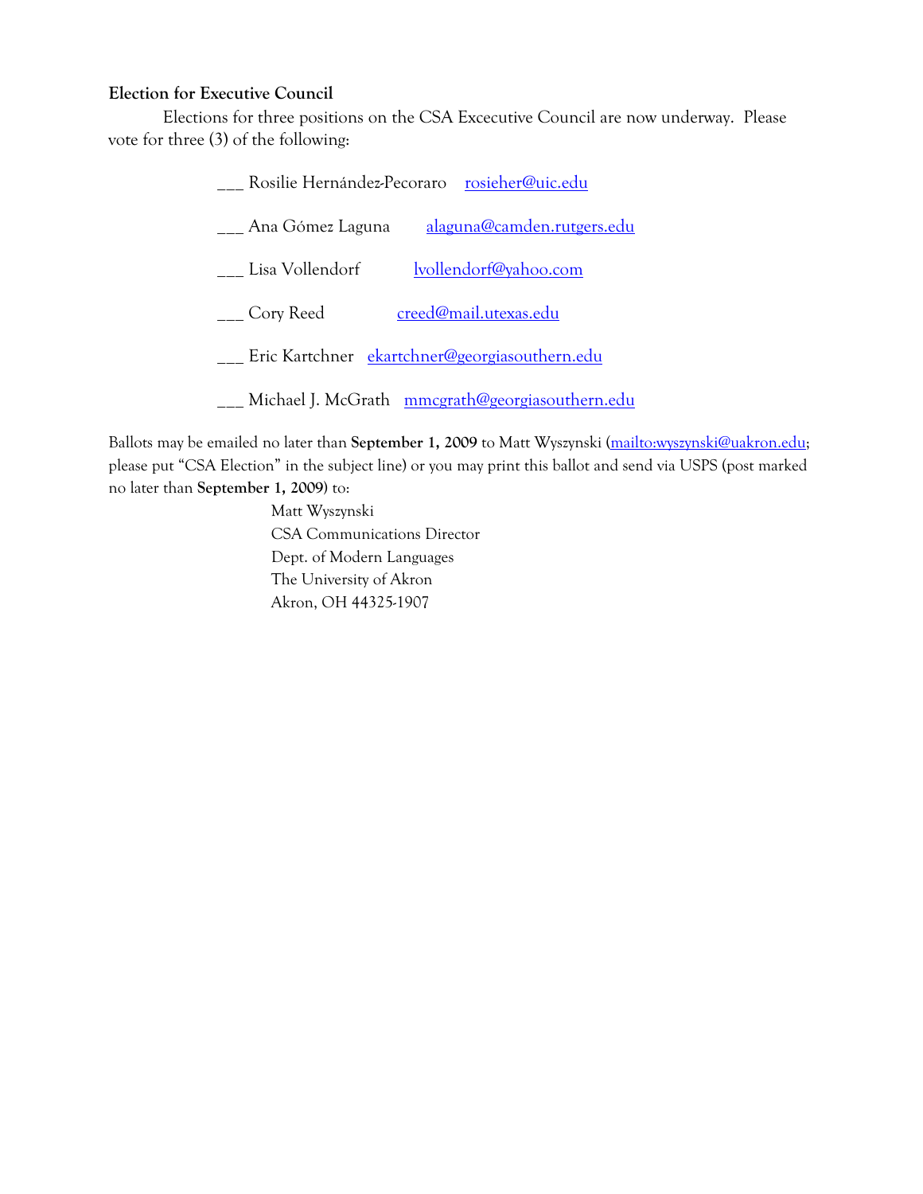**Election for Executive Council**

Elections for three positions on the CSA Excecutive Council are now underway. Please vote for three (3) of the following:

___ Rosilie Hernández-Pecoraro rosieher@uic.edu

___ Ana Gómez Laguna alaguna@camden.rutgers.edu

___ Lisa Vollendorf lvollendorf@yahoo.com

___ Cory Reed creed@mail.utexas.edu

___ Eric Kartchner ekartchner@georgiasouthern.edu

___ Michael J. McGrath mmcgrath@georgiasouthern.edu

Ballots may be emailed no later than **September 1, 2009** to Matt Wyszynski (mailto:wyszynski@uakron.edu; please put "CSA Election" in the subject line) or you may print this ballot and send via USPS (post marked no later than **September 1, 2009**) to:

Matt Wyszynski
CSA Communications Director
Dept. of Modern Languages
The University of Akron
Akron, OH 44325-1907